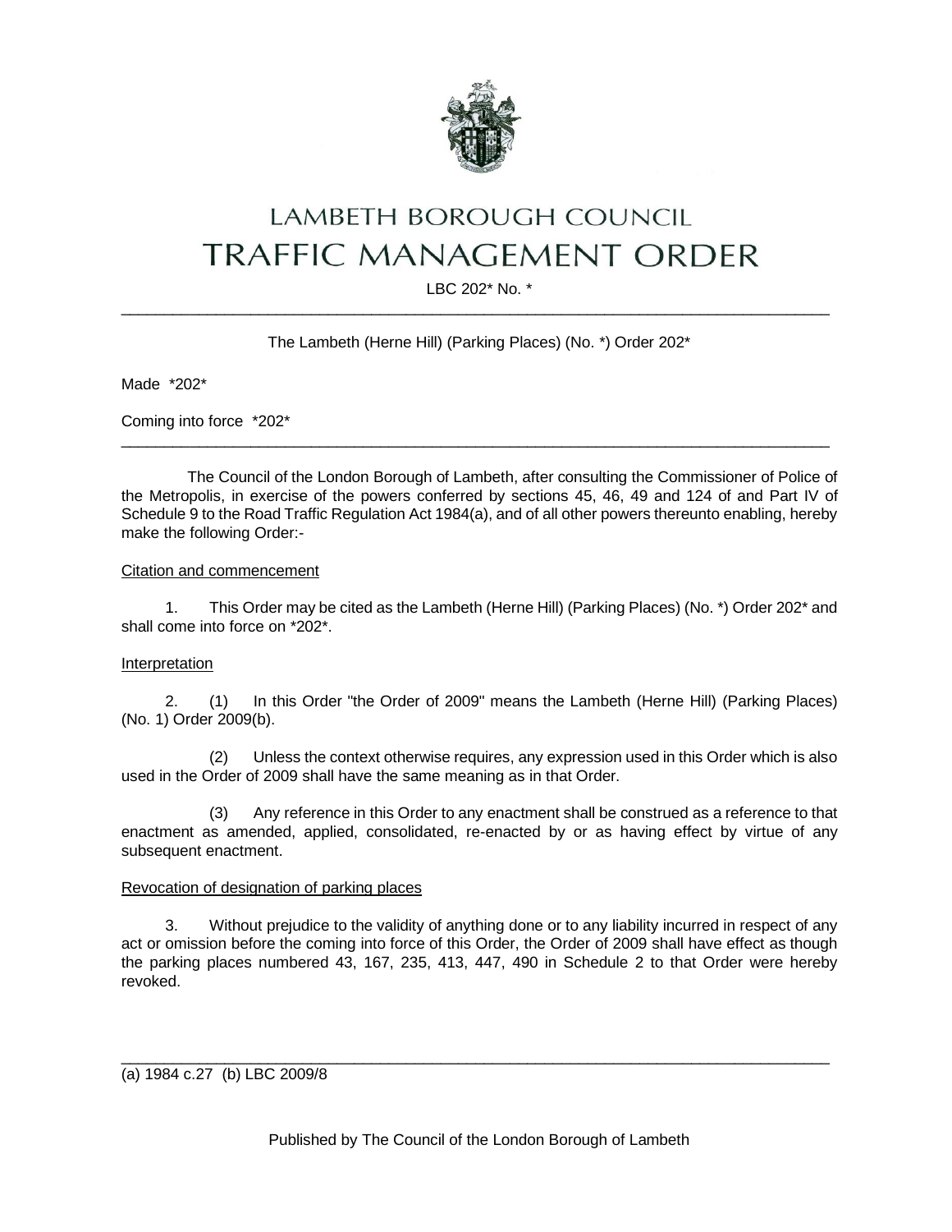# LAMBETH BOROUGH COUNCIL
# TRAFFIC MANAGEMENT ORDER

LBC 202* No. *

---

The Lambeth (Herne Hill) (Parking Places) (No. *) Order 202*

Made *202*

Coming into force *202*

---

The Council of the London Borough of Lambeth, after consulting the Commissioner of Police of the Metropolis, in exercise of the powers conferred by sections 45, 46, 49 and 124 of and Part IV of Schedule 9 to the Road Traffic Regulation Act 1984(a), and of all other powers thereunto enabling, hereby make the following Order:-

<u>Citation and commencement</u>

1. This Order may be cited as the Lambeth (Herne Hill) (Parking Places) (No. *) Order 202* and shall come into force on *202*.

<u>Interpretation</u>

2. (1) In this Order "the Order of 2009" means the Lambeth (Herne Hill) (Parking Places) (No. 1) Order 2009(b).

(2) Unless the context otherwise requires, any expression used in this Order which is also used in the Order of 2009 shall have the same meaning as in that Order.

(3) Any reference in this Order to any enactment shall be construed as a reference to that enactment as amended, applied, consolidated, re-enacted by or as having effect by virtue of any subsequent enactment.

<u>Revocation of designation of parking places</u>

3. Without prejudice to the validity of anything done or to any liability incurred in respect of any act or omission before the coming into force of this Order, the Order of 2009 shall have effect as though the parking places numbered 43, 167, 235, 413, 447, 490 in Schedule 2 to that Order were hereby revoked.

---

(a) 1984 c.27 (b) LBC 2009/8

Published by The Council of the London Borough of Lambeth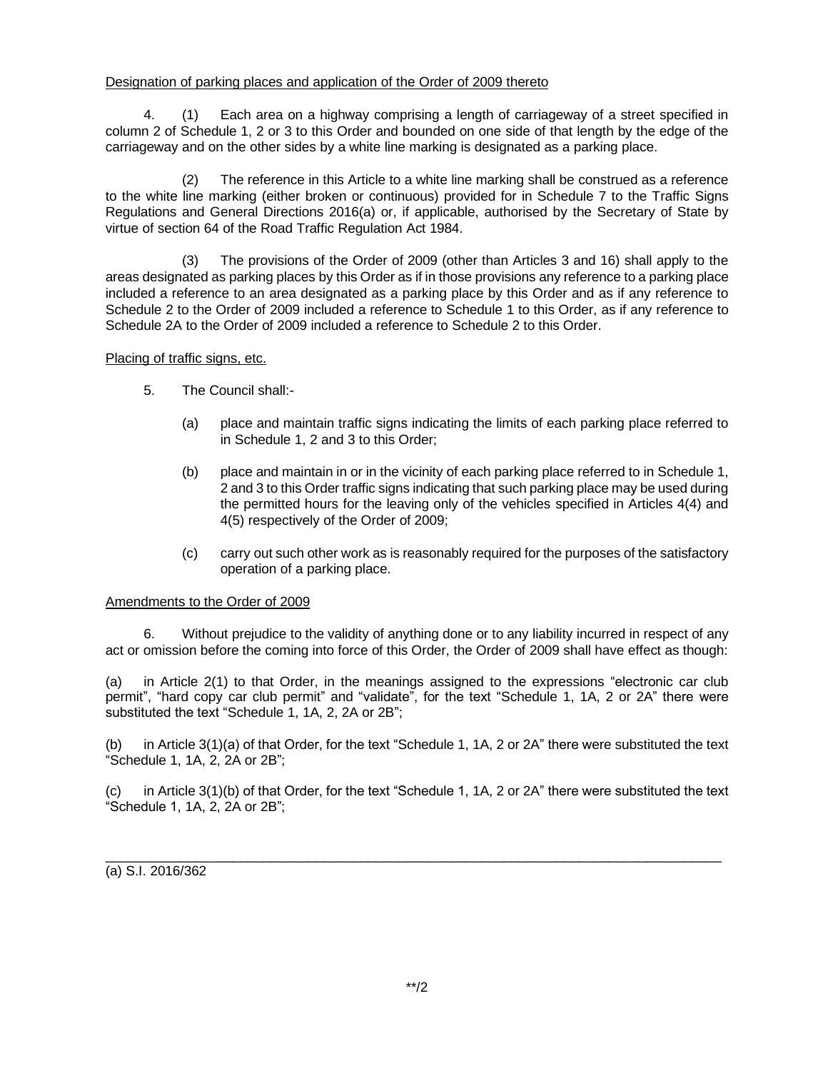Designation of parking places and application of the Order of 2009 thereto

4. (1) Each area on a highway comprising a length of carriageway of a street specified in column 2 of Schedule 1, 2 or 3 to this Order and bounded on one side of that length by the edge of the carriageway and on the other sides by a white line marking is designated as a parking place.

(2) The reference in this Article to a white line marking shall be construed as a reference to the white line marking (either broken or continuous) provided for in Schedule 7 to the Traffic Signs Regulations and General Directions 2016(a) or, if applicable, authorised by the Secretary of State by virtue of section 64 of the Road Traffic Regulation Act 1984.

(3) The provisions of the Order of 2009 (other than Articles 3 and 16) shall apply to the areas designated as parking places by this Order as if in those provisions any reference to a parking place included a reference to an area designated as a parking place by this Order and as if any reference to Schedule 2 to the Order of 2009 included a reference to Schedule 1 to this Order, as if any reference to Schedule 2A to the Order of 2009 included a reference to Schedule 2 to this Order.

Placing of traffic signs, etc.

5. The Council shall:-

(a) place and maintain traffic signs indicating the limits of each parking place referred to in Schedule 1, 2 and 3 to this Order;

(b) place and maintain in or in the vicinity of each parking place referred to in Schedule 1, 2 and 3 to this Order traffic signs indicating that such parking place may be used during the permitted hours for the leaving only of the vehicles specified in Articles 4(4) and 4(5) respectively of the Order of 2009;

(c) carry out such other work as is reasonably required for the purposes of the satisfactory operation of a parking place.

Amendments to the Order of 2009

6. Without prejudice to the validity of anything done or to any liability incurred in respect of any act or omission before the coming into force of this Order, the Order of 2009 shall have effect as though:

(a) in Article 2(1) to that Order, in the meanings assigned to the expressions "electronic car club permit", "hard copy car club permit" and "validate", for the text "Schedule 1, 1A, 2 or 2A" there were substituted the text "Schedule 1, 1A, 2, 2A or 2B";

(b) in Article 3(1)(a) of that Order, for the text "Schedule 1, 1A, 2 or 2A" there were substituted the text "Schedule 1, 1A, 2, 2A or 2B";

(c) in Article 3(1)(b) of that Order, for the text "Schedule 1, 1A, 2 or 2A" there were substituted the text "Schedule 1, 1A, 2, 2A or 2B";

---

(a) S.I. 2016/362

**/2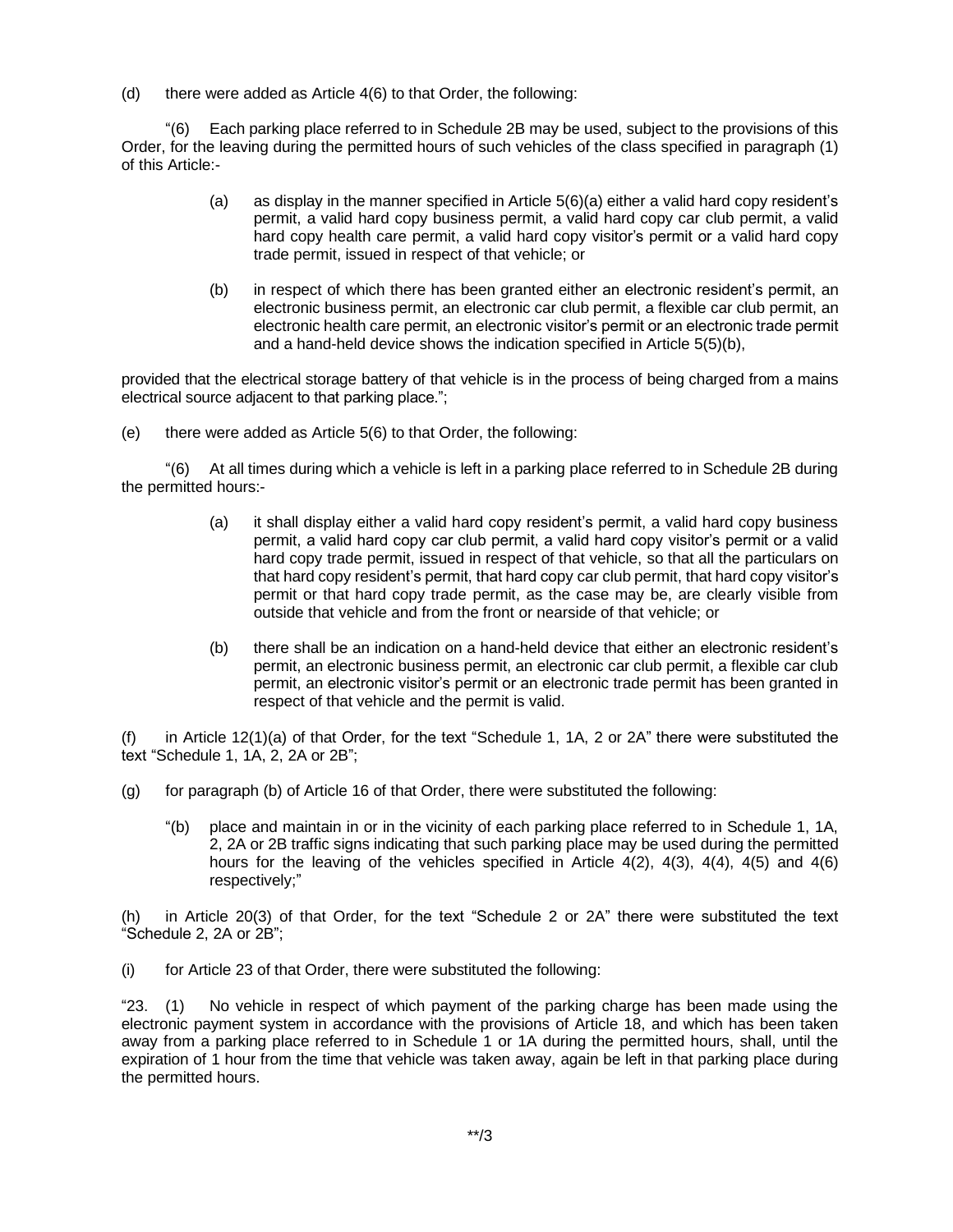(d) there were added as Article 4(6) to that Order, the following:

"(6) Each parking place referred to in Schedule 2B may be used, subject to the provisions of this Order, for the leaving during the permitted hours of such vehicles of the class specified in paragraph (1) of this Article:-

> (a) as display in the manner specified in Article 5(6)(a) either a valid hard copy resident's permit, a valid hard copy business permit, a valid hard copy car club permit, a valid hard copy health care permit, a valid hard copy visitor's permit or a valid hard copy trade permit, issued in respect of that vehicle; or
>
> (b) in respect of which there has been granted either an electronic resident's permit, an electronic business permit, an electronic car club permit, a flexible car club permit, an electronic health care permit, an electronic visitor's permit or an electronic trade permit and a hand-held device shows the indication specified in Article 5(5)(b),

provided that the electrical storage battery of that vehicle is in the process of being charged from a mains electrical source adjacent to that parking place.";

(e) there were added as Article 5(6) to that Order, the following:

"(6) At all times during which a vehicle is left in a parking place referred to in Schedule 2B during the permitted hours:-

> (a) it shall display either a valid hard copy resident's permit, a valid hard copy business permit, a valid hard copy car club permit, a valid hard copy visitor's permit or a valid hard copy trade permit, issued in respect of that vehicle, so that all the particulars on that hard copy resident's permit, that hard copy car club permit, that hard copy visitor's permit or that hard copy trade permit, as the case may be, are clearly visible from outside that vehicle and from the front or nearside of that vehicle; or
>
> (b) there shall be an indication on a hand-held device that either an electronic resident's permit, an electronic business permit, an electronic car club permit, a flexible car club permit, an electronic visitor's permit or an electronic trade permit has been granted in respect of that vehicle and the permit is valid.

(f) in Article 12(1)(a) of that Order, for the text "Schedule 1, 1A, 2 or 2A" there were substituted the text "Schedule 1, 1A, 2, 2A or 2B";

(g) for paragraph (b) of Article 16 of that Order, there were substituted the following:

> "(b) place and maintain in or in the vicinity of each parking place referred to in Schedule 1, 1A, 2, 2A or 2B traffic signs indicating that such parking place may be used during the permitted hours for the leaving of the vehicles specified in Article 4(2), 4(3), 4(4), 4(5) and 4(6) respectively;"

(h) in Article 20(3) of that Order, for the text "Schedule 2 or 2A" there were substituted the text "Schedule 2, 2A or 2B";

(i) for Article 23 of that Order, there were substituted the following:

"23. (1) No vehicle in respect of which payment of the parking charge has been made using the electronic payment system in accordance with the provisions of Article 18, and which has been taken away from a parking place referred to in Schedule 1 or 1A during the permitted hours, shall, until the expiration of 1 hour from the time that vehicle was taken away, again be left in that parking place during the permitted hours.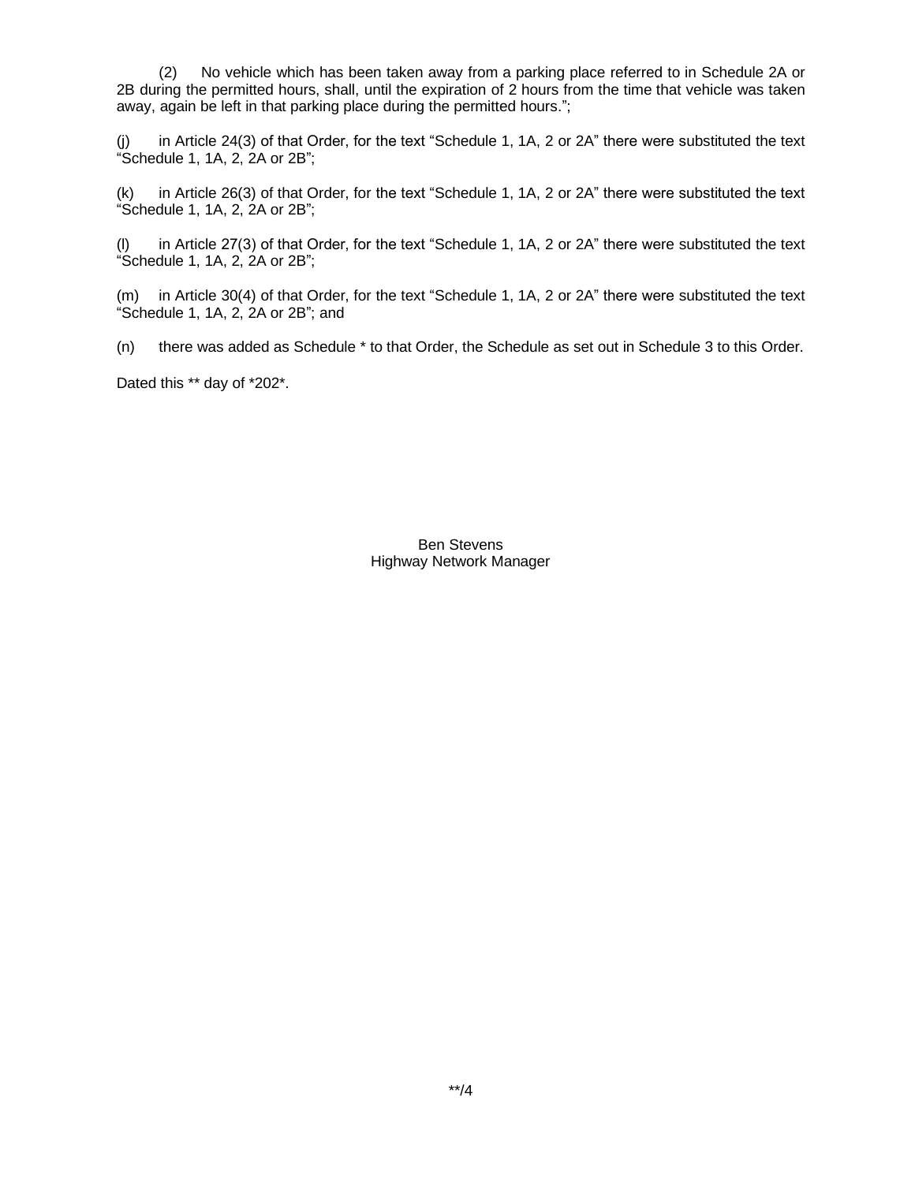(2) No vehicle which has been taken away from a parking place referred to in Schedule 2A or 2B during the permitted hours, shall, until the expiration of 2 hours from the time that vehicle was taken away, again be left in that parking place during the permitted hours.";

(j) in Article 24(3) of that Order, for the text "Schedule 1, 1A, 2 or 2A" there were substituted the text "Schedule 1, 1A, 2, 2A or 2B";

(k) in Article 26(3) of that Order, for the text "Schedule 1, 1A, 2 or 2A" there were substituted the text "Schedule 1, 1A, 2, 2A or 2B";

(l) in Article 27(3) of that Order, for the text "Schedule 1, 1A, 2 or 2A" there were substituted the text "Schedule 1, 1A, 2, 2A or 2B";

(m) in Article 30(4) of that Order, for the text "Schedule 1, 1A, 2 or 2A" there were substituted the text "Schedule 1, 1A, 2, 2A or 2B"; and

(n) there was added as Schedule * to that Order, the Schedule as set out in Schedule 3 to this Order.

Dated this ** day of *202*.

Ben Stevens
Highway Network Manager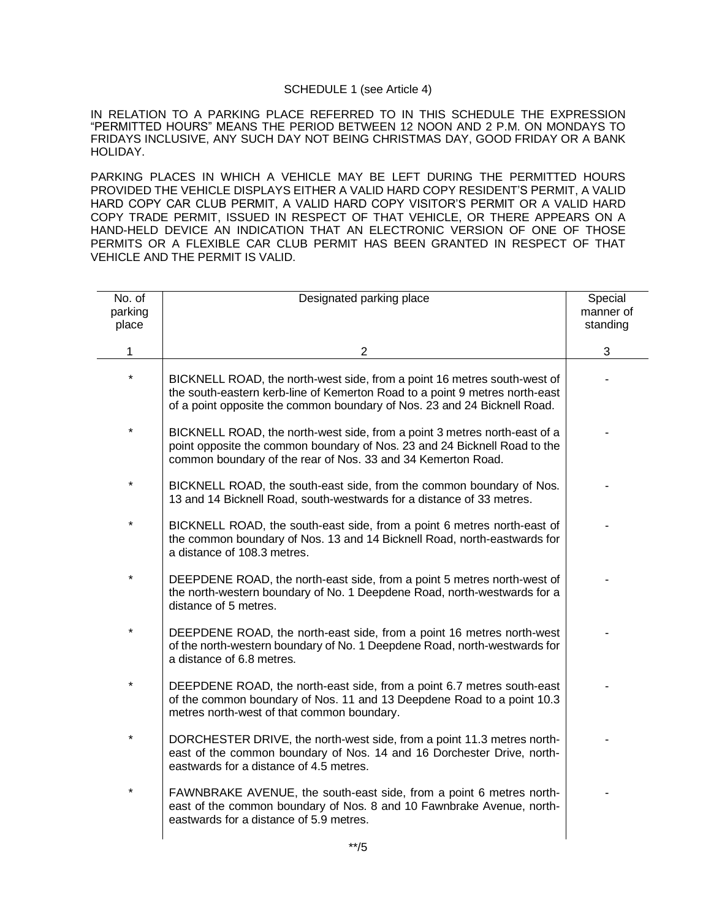SCHEDULE 1 (see Article 4)

IN RELATION TO A PARKING PLACE REFERRED TO IN THIS SCHEDULE THE EXPRESSION "PERMITTED HOURS" MEANS THE PERIOD BETWEEN 12 NOON AND 2 P.M. ON MONDAYS TO FRIDAYS INCLUSIVE, ANY SUCH DAY NOT BEING CHRISTMAS DAY, GOOD FRIDAY OR A BANK HOLIDAY.

PARKING PLACES IN WHICH A VEHICLE MAY BE LEFT DURING THE PERMITTED HOURS PROVIDED THE VEHICLE DISPLAYS EITHER A VALID HARD COPY RESIDENT'S PERMIT, A VALID HARD COPY CAR CLUB PERMIT, A VALID HARD COPY VISITOR'S PERMIT OR A VALID HARD COPY TRADE PERMIT, ISSUED IN RESPECT OF THAT VEHICLE, OR THERE APPEARS ON A HAND-HELD DEVICE AN INDICATION THAT AN ELECTRONIC VERSION OF ONE OF THOSE PERMITS OR A FLEXIBLE CAR CLUB PERMIT HAS BEEN GRANTED IN RESPECT OF THAT VEHICLE AND THE PERMIT IS VALID.

| No. of parking place | Designated parking place | Special manner of standing |
|---|---|---|
| 1 | 2 | 3 |
| * | BICKNELL ROAD, the north-west side, from a point 16 metres south-west of the south-eastern kerb-line of Kemerton Road to a point 9 metres north-east of a point opposite the common boundary of Nos. 23 and 24 Bicknell Road. | - |
| * | BICKNELL ROAD, the north-west side, from a point 3 metres north-east of a point opposite the common boundary of Nos. 23 and 24 Bicknell Road to the common boundary of the rear of Nos. 33 and 34 Kemerton Road. | - |
| * | BICKNELL ROAD, the south-east side, from the common boundary of Nos. 13 and 14 Bicknell Road, south-westwards for a distance of 33 metres. | - |
| * | BICKNELL ROAD, the south-east side, from a point 6 metres north-east of the common boundary of Nos. 13 and 14 Bicknell Road, north-eastwards for a distance of 108.3 metres. | - |
| * | DEEPDENE ROAD, the north-east side, from a point 5 metres north-west of the north-western boundary of No. 1 Deepdene Road, north-westwards for a distance of 5 metres. | - |
| * | DEEPDENE ROAD, the north-east side, from a point 16 metres north-west of the north-western boundary of No. 1 Deepdene Road, north-westwards for a distance of 6.8 metres. | - |
| * | DEEPDENE ROAD, the north-east side, from a point 6.7 metres south-east of the common boundary of Nos. 11 and 13 Deepdene Road to a point 10.3 metres north-west of that common boundary. | - |
| * | DORCHESTER DRIVE, the north-west side, from a point 11.3 metres north-east of the common boundary of Nos. 14 and 16 Dorchester Drive, north-eastwards for a distance of 4.5 metres. | - |
| * | FAWNBRAKE AVENUE, the south-east side, from a point 6 metres north-east of the common boundary of Nos. 8 and 10 Fawnbrake Avenue, north-eastwards for a distance of 5.9 metres. | - |

**/5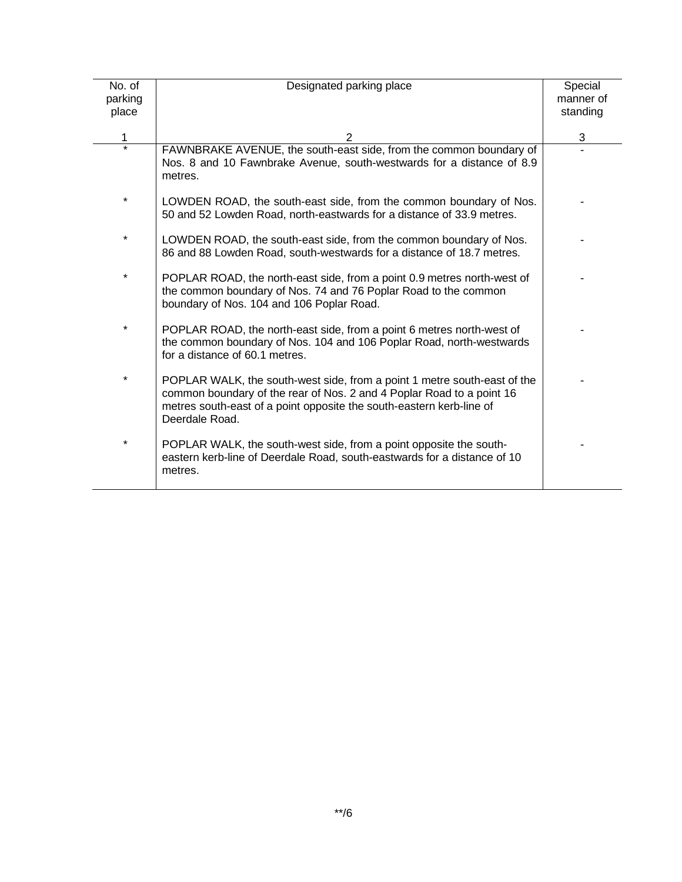| No. of parking place | Designated parking place | Special manner of standing |
|---|---|---|
| 1 | 2 | 3 |
| * | FAWNBRAKE AVENUE, the south-east side, from the common boundary of Nos. 8 and 10 Fawnbrake Avenue, south-westwards for a distance of 8.9 metres. | - |
| * | LOWDEN ROAD, the south-east side, from the common boundary of Nos. 50 and 52 Lowden Road, north-eastwards for a distance of 33.9 metres. | - |
| * | LOWDEN ROAD, the south-east side, from the common boundary of Nos. 86 and 88 Lowden Road, south-westwards for a distance of 18.7 metres. | - |
| * | POPLAR ROAD, the north-east side, from a point 0.9 metres north-west of the common boundary of Nos. 74 and 76 Poplar Road to the common boundary of Nos. 104 and 106 Poplar Road. | - |
| * | POPLAR ROAD, the north-east side, from a point 6 metres north-west of the common boundary of Nos. 104 and 106 Poplar Road, north-westwards for a distance of 60.1 metres. | - |
| * | POPLAR WALK, the south-west side, from a point 1 metre south-east of the common boundary of the rear of Nos. 2 and 4 Poplar Road to a point 16 metres south-east of a point opposite the south-eastern kerb-line of Deerdale Road. | - |
| * | POPLAR WALK, the south-west side, from a point opposite the south-eastern kerb-line of Deerdale Road, south-eastwards for a distance of 10 metres. | - |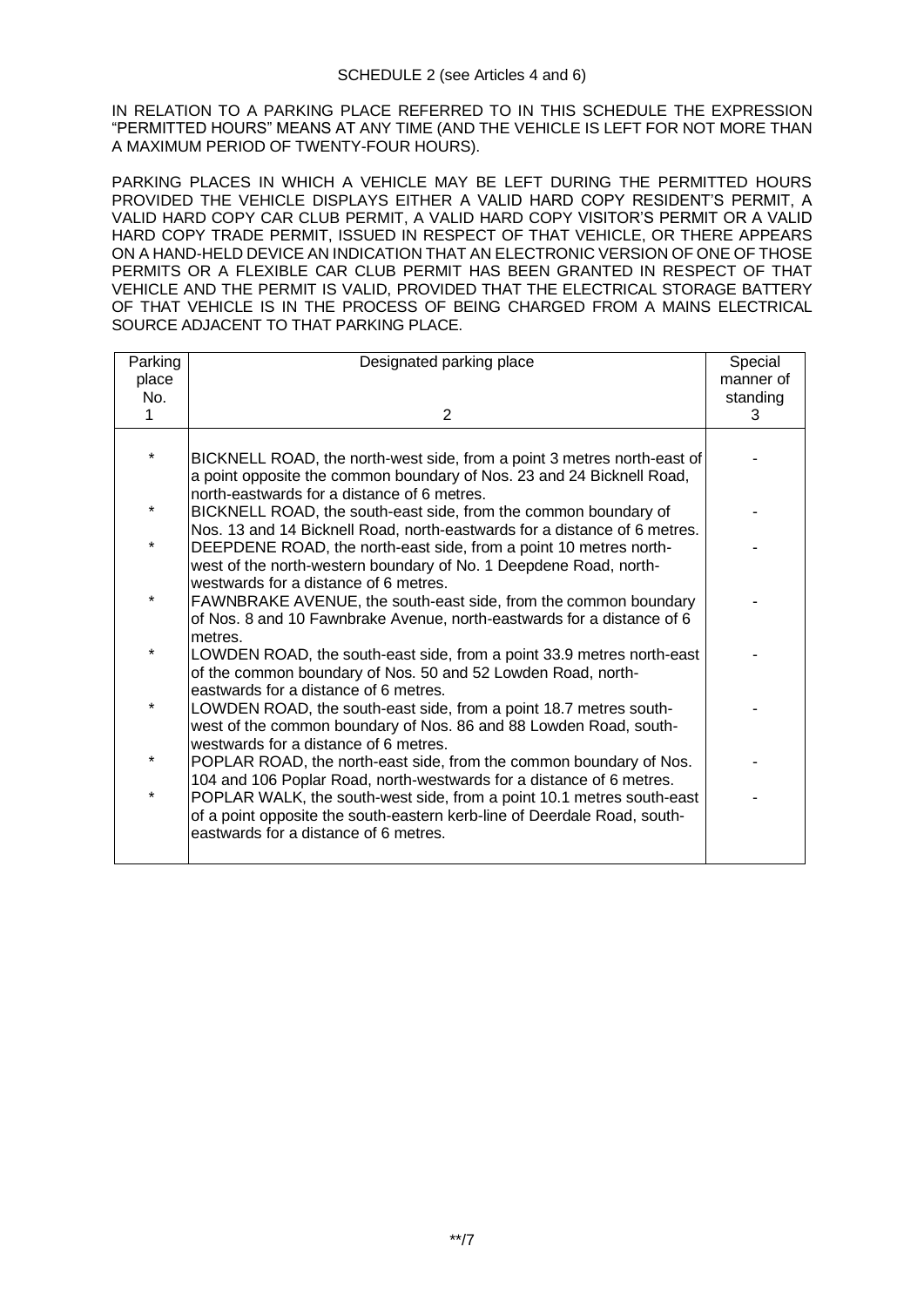SCHEDULE 2 (see Articles 4 and 6)

IN RELATION TO A PARKING PLACE REFERRED TO IN THIS SCHEDULE THE EXPRESSION "PERMITTED HOURS" MEANS AT ANY TIME (AND THE VEHICLE IS LEFT FOR NOT MORE THAN A MAXIMUM PERIOD OF TWENTY-FOUR HOURS).

PARKING PLACES IN WHICH A VEHICLE MAY BE LEFT DURING THE PERMITTED HOURS PROVIDED THE VEHICLE DISPLAYS EITHER A VALID HARD COPY RESIDENT'S PERMIT, A VALID HARD COPY CAR CLUB PERMIT, A VALID HARD COPY VISITOR'S PERMIT OR A VALID HARD COPY TRADE PERMIT, ISSUED IN RESPECT OF THAT VEHICLE, OR THERE APPEARS ON A HAND-HELD DEVICE AN INDICATION THAT AN ELECTRONIC VERSION OF ONE OF THOSE PERMITS OR A FLEXIBLE CAR CLUB PERMIT HAS BEEN GRANTED IN RESPECT OF THAT VEHICLE AND THE PERMIT IS VALID, PROVIDED THAT THE ELECTRICAL STORAGE BATTERY OF THAT VEHICLE IS IN THE PROCESS OF BEING CHARGED FROM A MAINS ELECTRICAL SOURCE ADJACENT TO THAT PARKING PLACE.

| Parking place No.<br>1 | Designated parking place<br>2 | Special manner of standing<br>3 |
|---|---|---|
| * | BICKNELL ROAD, the north-west side, from a point 3 metres north-east of a point opposite the common boundary of Nos. 23 and 24 Bicknell Road, north-eastwards for a distance of 6 metres. | - |
| * | BICKNELL ROAD, the south-east side, from the common boundary of Nos. 13 and 14 Bicknell Road, north-eastwards for a distance of 6 metres. | - |
| * | DEEPDENE ROAD, the north-east side, from a point 10 metres north-west of the north-western boundary of No. 1 Deepdene Road, north-westwards for a distance of 6 metres. | - |
| * | FAWNBRAKE AVENUE, the south-east side, from the common boundary of Nos. 8 and 10 Fawnbrake Avenue, north-eastwards for a distance of 6 metres. | - |
| * | LOWDEN ROAD, the south-east side, from a point 33.9 metres north-east of the common boundary of Nos. 50 and 52 Lowden Road, north-eastwards for a distance of 6 metres. | - |
| * | LOWDEN ROAD, the south-east side, from a point 18.7 metres south-west of the common boundary of Nos. 86 and 88 Lowden Road, south-westwards for a distance of 6 metres. | - |
| * | POPLAR ROAD, the north-east side, from the common boundary of Nos. 104 and 106 Poplar Road, north-westwards for a distance of 6 metres. | - |
| * | POPLAR WALK, the south-west side, from a point 10.1 metres south-east of a point opposite the south-eastern kerb-line of Deerdale Road, south-eastwards for a distance of 6 metres. | - |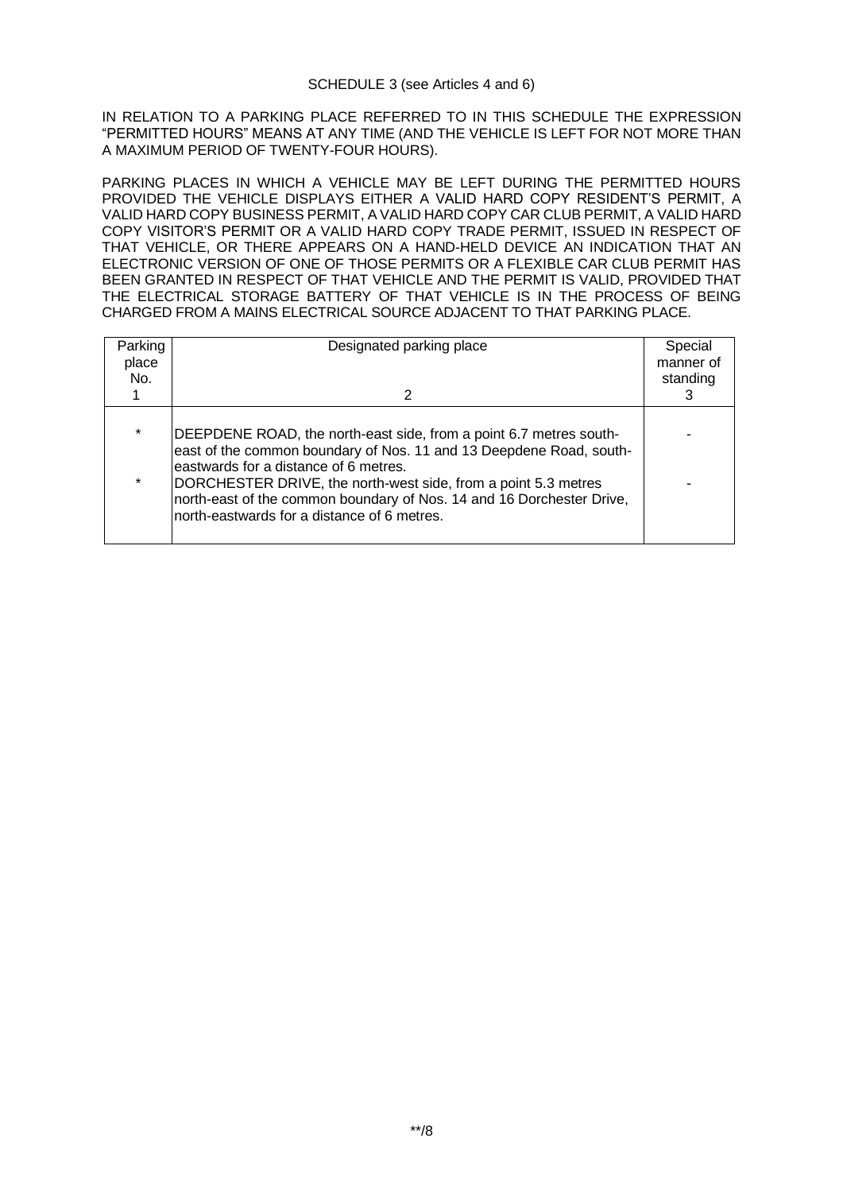SCHEDULE 3 (see Articles 4 and 6)

IN RELATION TO A PARKING PLACE REFERRED TO IN THIS SCHEDULE THE EXPRESSION "PERMITTED HOURS" MEANS AT ANY TIME (AND THE VEHICLE IS LEFT FOR NOT MORE THAN A MAXIMUM PERIOD OF TWENTY-FOUR HOURS).

PARKING PLACES IN WHICH A VEHICLE MAY BE LEFT DURING THE PERMITTED HOURS PROVIDED THE VEHICLE DISPLAYS EITHER A VALID HARD COPY RESIDENT'S PERMIT, A VALID HARD COPY BUSINESS PERMIT, A VALID HARD COPY CAR CLUB PERMIT, A VALID HARD COPY VISITOR'S PERMIT OR A VALID HARD COPY TRADE PERMIT, ISSUED IN RESPECT OF THAT VEHICLE, OR THERE APPEARS ON A HAND-HELD DEVICE AN INDICATION THAT AN ELECTRONIC VERSION OF ONE OF THOSE PERMITS OR A FLEXIBLE CAR CLUB PERMIT HAS BEEN GRANTED IN RESPECT OF THAT VEHICLE AND THE PERMIT IS VALID, PROVIDED THAT THE ELECTRICAL STORAGE BATTERY OF THAT VEHICLE IS IN THE PROCESS OF BEING CHARGED FROM A MAINS ELECTRICAL SOURCE ADJACENT TO THAT PARKING PLACE.

| Parking place No. 1 | Designated parking place 2 | Special manner of standing 3 |
|---|---|---|
| * | DEEPDENE ROAD, the north-east side, from a point 6.7 metres south-east of the common boundary of Nos. 11 and 13 Deepdene Road, south-eastwards for a distance of 6 metres. | - |
| * | DORCHESTER DRIVE, the north-west side, from a point 5.3 metres north-east of the common boundary of Nos. 14 and 16 Dorchester Drive, north-eastwards for a distance of 6 metres. | - |